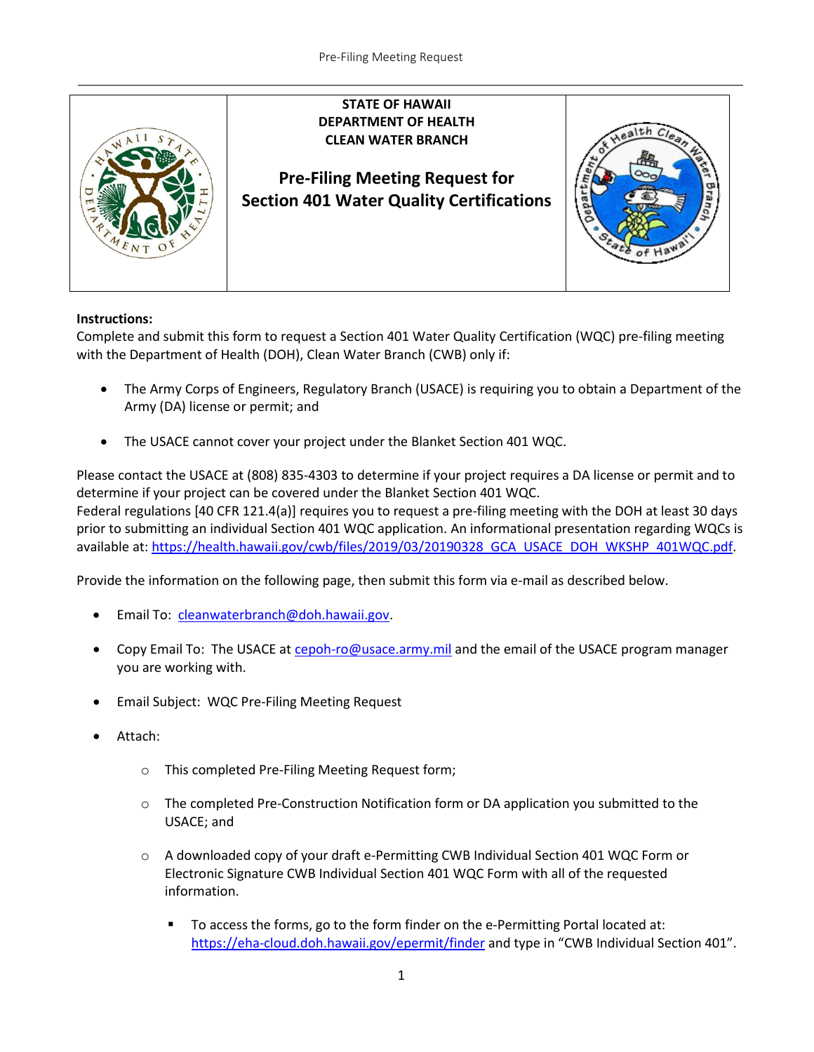**STATE OF HAWAII**
**DEPARTMENT OF HEALTH**
**CLEAN WATER BRANCH**

# Pre-Filing Meeting Request for Section 401 Water Quality Certifications

**Instructions:**

Complete and submit this form to request a Section 401 Water Quality Certification (WQC) pre-filing meeting with the Department of Health (DOH), Clean Water Branch (CWB) only if:

- The Army Corps of Engineers, Regulatory Branch (USACE) is requiring you to obtain a Department of the Army (DA) license or permit; and
- The USACE cannot cover your project under the Blanket Section 401 WQC.

Please contact the USACE at (808) 835-4303 to determine if your project requires a DA license or permit and to determine if your project can be covered under the Blanket Section 401 WQC.
Federal regulations [40 CFR 121.4(a)] requires you to request a pre-filing meeting with the DOH at least 30 days prior to submitting an individual Section 401 WQC application. An informational presentation regarding WQCs is available at: https://health.hawaii.gov/cwb/files/2019/03/20190328_GCA_USACE_DOH_WKSHP_401WQC.pdf.

Provide the information on the following page, then submit this form via e-mail as described below.

- Email To: cleanwaterbranch@doh.hawaii.gov.
- Copy Email To: The USACE at cepoh-ro@usace.army.mil and the email of the USACE program manager you are working with.
- Email Subject: WQC Pre-Filing Meeting Request
- Attach:
  - This completed Pre-Filing Meeting Request form;
  - The completed Pre-Construction Notification form or DA application you submitted to the USACE; and
  - A downloaded copy of your draft e-Permitting CWB Individual Section 401 WQC Form or Electronic Signature CWB Individual Section 401 WQC Form with all of the requested information.
    - To access the forms, go to the form finder on the e-Permitting Portal located at: https://eha-cloud.doh.hawaii.gov/epermit/finder and type in "CWB Individual Section 401".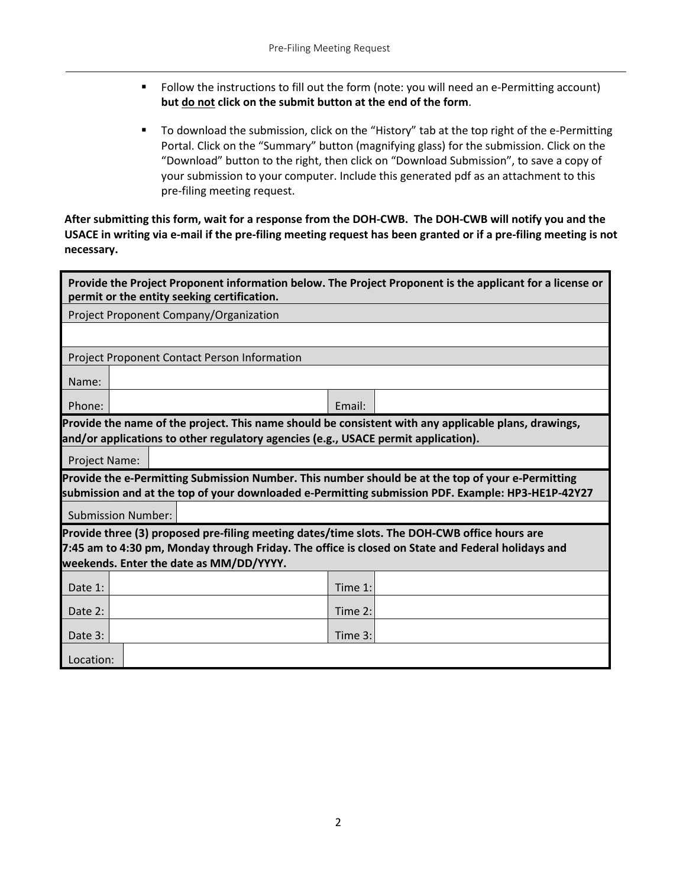- Follow the instructions to fill out the form (note: you will need an e-Permitting account) **but <u>do not</u> click on the submit button at the end of the form**.
- To download the submission, click on the "History" tab at the top right of the e-Permitting Portal. Click on the "Summary" button (magnifying glass) for the submission. Click on the "Download" button to the right, then click on "Download Submission", to save a copy of your submission to your computer. Include this generated pdf as an attachment to this pre-filing meeting request.

**After submitting this form, wait for a response from the DOH-CWB. The DOH-CWB will notify you and the USACE in writing via e-mail if the pre-filing meeting request has been granted or if a pre-filing meeting is not necessary.**

| **Provide the Project Proponent information below. The Project Proponent is the applicant for a license or permit or the entity seeking certification.** | | | |
|---|---|---|---|
| Project Proponent Company/Organization | | | |
| | | | |
| Project Proponent Contact Person Information | | | |
| Name: | | | |
| Phone: | | Email: | |
| **Provide the name of the project. This name should be consistent with any applicable plans, drawings, and/or applications to other regulatory agencies (e.g., USACE permit application).** | | | |
| Project Name: | | | |
| **Provide the e-Permitting Submission Number. This number should be at the top of your e-Permitting submission and at the top of your downloaded e-Permitting submission PDF. Example: HP3-HE1P-42Y27** | | | |
| Submission Number: | | | |
| **Provide three (3) proposed pre-filing meeting dates/time slots. The DOH-CWB office hours are 7:45 am to 4:30 pm, Monday through Friday. The office is closed on State and Federal holidays and weekends. Enter the date as MM/DD/YYYY.** | | | |
| Date 1: | | Time 1: | |
| Date 2: | | Time 2: | |
| Date 3: | | Time 3: | |
| Location: | | | |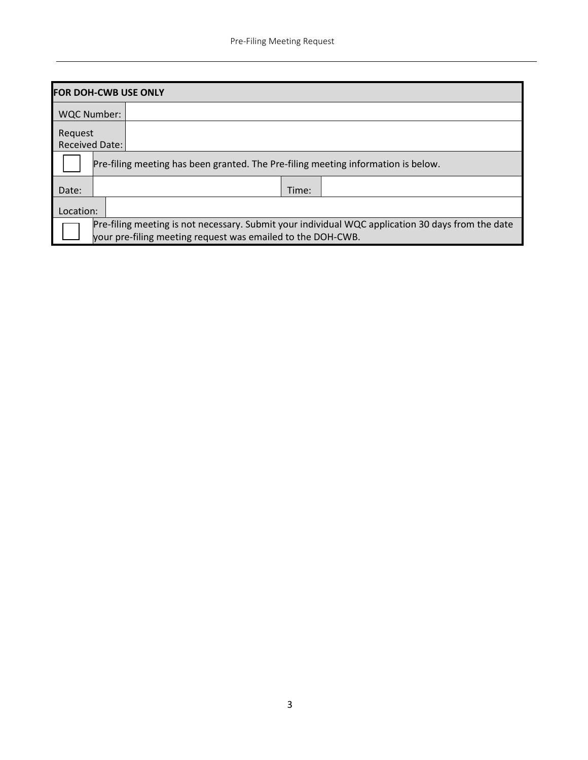| FOR DOH-CWB USE ONLY | | | |
|---|---|---|---|
| WQC Number: | | | |
| Request Received Date: | | | |
| ☐ | Pre-filing meeting has been granted. The Pre-filing meeting information is below. | | |
| Date: | | Time: | |
| Location: | | | |
| ☐ | Pre-filing meeting is not necessary. Submit your individual WQC application 30 days from the date your pre-filing meeting request was emailed to the DOH-CWB. | | |